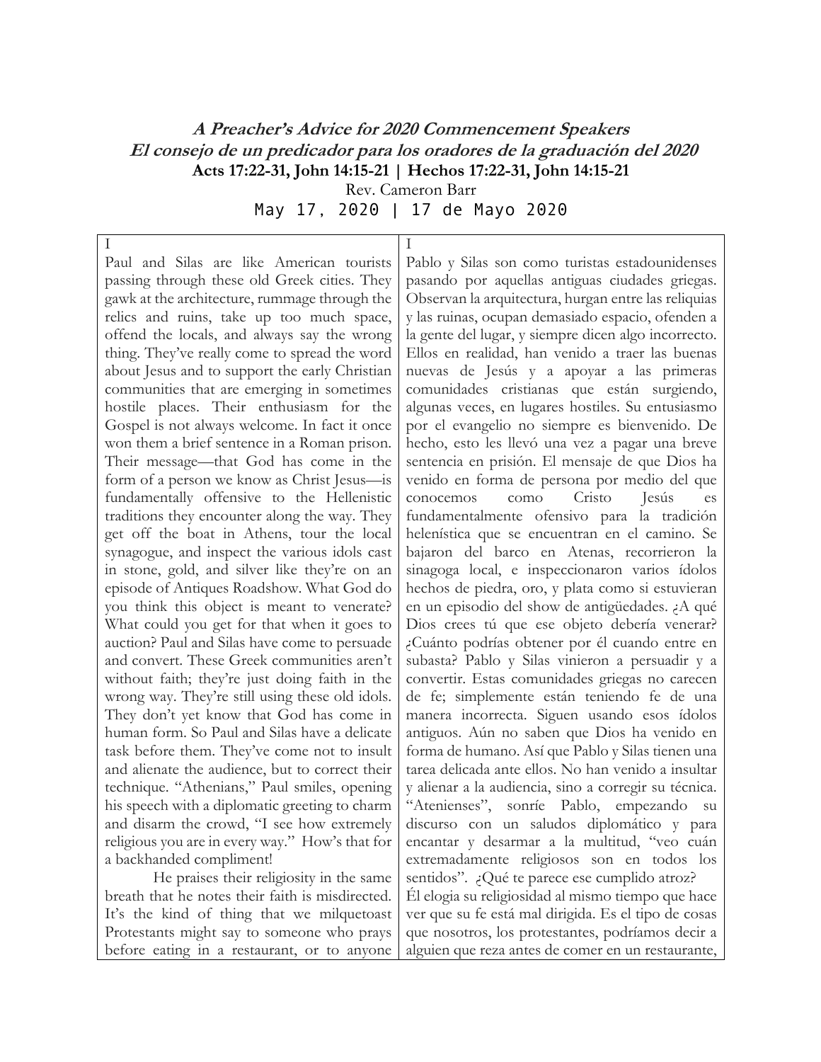## *A Preacher's Advice for 2020 Commencement Speakers*
## *El consejo de un predicador para los oradores de la graduación del 2020*

**Acts 17:22-31, John 14:15-21 | Hechos 17:22-31, John 14:15-21**

Rev. Cameron Barr

May 17, 2020 | 17 de Mayo 2020

I

Paul and Silas are like American tourists passing through these old Greek cities. They gawk at the architecture, rummage through the relics and ruins, take up too much space, offend the locals, and always say the wrong thing. They've really come to spread the word about Jesus and to support the early Christian communities that are emerging in sometimes hostile places. Their enthusiasm for the Gospel is not always welcome. In fact it once won them a brief sentence in a Roman prison. Their message—that God has come in the form of a person we know as Christ Jesus—is fundamentally offensive to the Hellenistic traditions they encounter along the way. They get off the boat in Athens, tour the local synagogue, and inspect the various idols cast in stone, gold, and silver like they're on an episode of Antiques Roadshow. What God do you think this object is meant to venerate? What could you get for that when it goes to auction? Paul and Silas have come to persuade and convert. These Greek communities aren't without faith; they're just doing faith in the wrong way. They're still using these old idols. They don't yet know that God has come in human form. So Paul and Silas have a delicate task before them. They've come not to insult and alienate the audience, but to correct their technique. "Athenians," Paul smiles, opening his speech with a diplomatic greeting to charm and disarm the crowd, "I see how extremely religious you are in every way." How's that for a backhanded compliment!

He praises their religiosity in the same breath that he notes their faith is misdirected. It's the kind of thing that we milquetoast Protestants might say to someone who prays before eating in a restaurant, or to anyone

I

Pablo y Silas son como turistas estadounidenses pasando por aquellas antiguas ciudades griegas. Observan la arquitectura, hurgan entre las reliquias y las ruinas, ocupan demasiado espacio, ofenden a la gente del lugar, y siempre dicen algo incorrecto. Ellos en realidad, han venido a traer las buenas nuevas de Jesús y a apoyar a las primeras comunidades cristianas que están surgiendo, algunas veces, en lugares hostiles. Su entusiasmo por el evangelio no siempre es bienvenido. De hecho, esto les llevó una vez a pagar una breve sentencia en prisión. El mensaje de que Dios ha venido en forma de persona por medio del que conocemos como Cristo Jesús es fundamentalmente ofensivo para la tradición helenística que se encuentran en el camino. Se bajaron del barco en Atenas, recorrieron la sinagoga local, e inspeccionaron varios ídolos hechos de piedra, oro, y plata como si estuvieran en un episodio del show de antigüedades. ¿A qué Dios crees tú que ese objeto debería venerar? ¿Cuánto podrías obtener por él cuando entre en subasta? Pablo y Silas vinieron a persuadir y a convertir. Estas comunidades griegas no carecen de fe; simplemente están teniendo fe de una manera incorrecta. Siguen usando esos ídolos antiguos. Aún no saben que Dios ha venido en forma de humano. Así que Pablo y Silas tienen una tarea delicada ante ellos. No han venido a insultar y alienar a la audiencia, sino a corregir su técnica. "Atenienses", sonríe Pablo, empezando su discurso con un saludos diplomático y para encantar y desarmar a la multitud, "veo cuán extremadamente religiosos son en todos los sentidos". ¿Qué te parece ese cumplido atroz?

Él elogia su religiosidad al mismo tiempo que hace ver que su fe está mal dirigida. Es el tipo de cosas que nosotros, los protestantes, podríamos decir a alguien que reza antes de comer en un restaurante,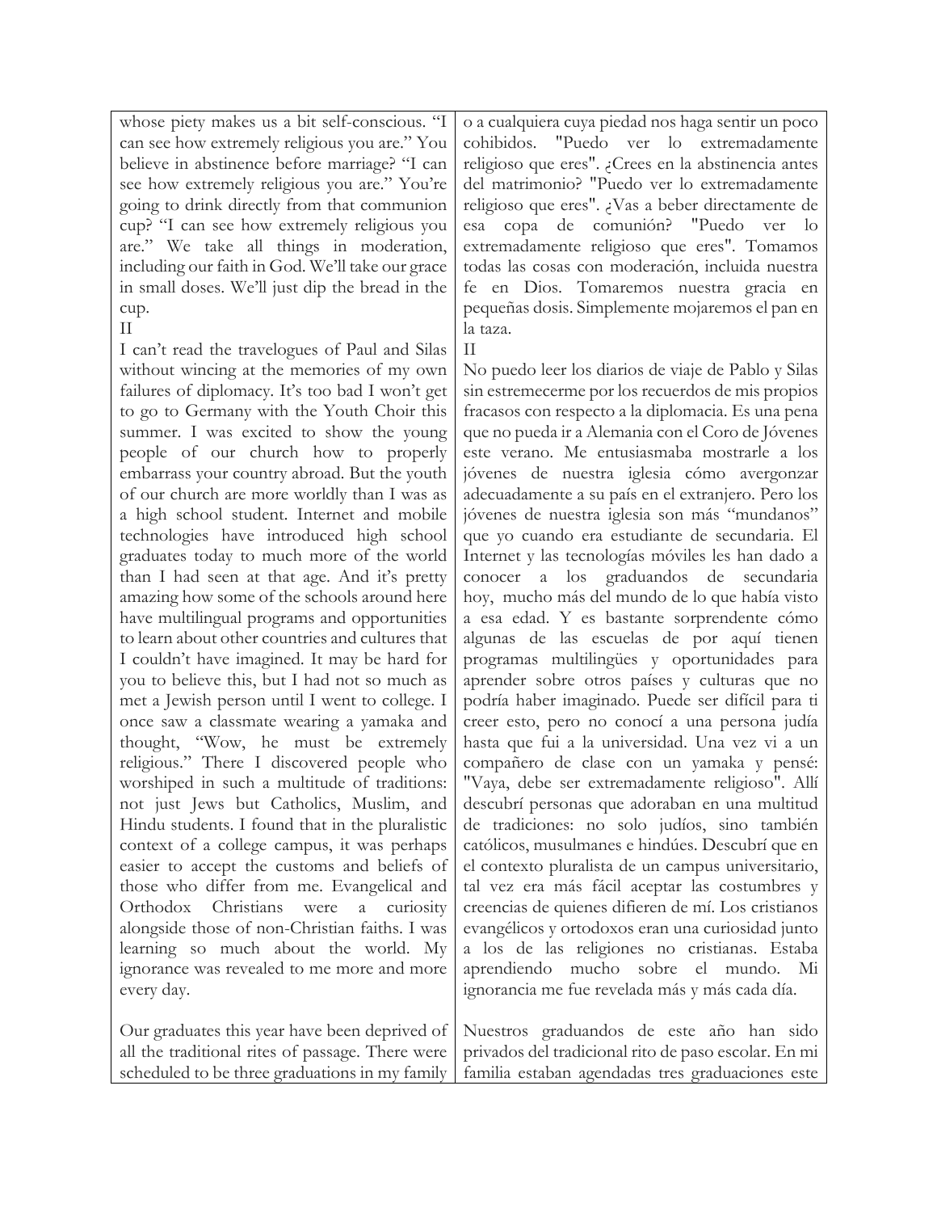| | |
|---|---|
| whose piety makes us a bit self-conscious. "I can see how extremely religious you are." You believe in abstinence before marriage? "I can see how extremely religious you are." You're going to drink directly from that communion cup? "I can see how extremely religious you are." We take all things in moderation, including our faith in God. We'll take our grace in small doses. We'll just dip the bread in the cup. | o a cualquiera cuya piedad nos haga sentir un poco cohibidos. "Puedo ver lo extremadamente religioso que eres". ¿Crees en la abstinencia antes del matrimonio? "Puedo ver lo extremadamente religioso que eres". ¿Vas a beber directamente de esa copa de comunión? "Puedo ver lo extremadamente religioso que eres". Tomamos todas las cosas con moderación, incluida nuestra fe en Dios. Tomaremos nuestra gracia en pequeñas dosis. Simplemente mojaremos el pan en la taza. |
| II | II |
| I can't read the travelogues of Paul and Silas without wincing at the memories of my own failures of diplomacy. It's too bad I won't get to go to Germany with the Youth Choir this summer. I was excited to show the young people of our church how to properly embarrass your country abroad. But the youth of our church are more worldly than I was as a high school student. Internet and mobile technologies have introduced high school graduates today to much more of the world than I had seen at that age. And it's pretty amazing how some of the schools around here have multilingual programs and opportunities to learn about other countries and cultures that I couldn't have imagined. It may be hard for you to believe this, but I had not so much as met a Jewish person until I went to college. I once saw a classmate wearing a yamaka and thought, "Wow, he must be extremely religious." There I discovered people who worshiped in such a multitude of traditions: not just Jews but Catholics, Muslim, and Hindu students. I found that in the pluralistic context of a college campus, it was perhaps easier to accept the customs and beliefs of those who differ from me. Evangelical and Orthodox Christians were a curiosity alongside those of non-Christian faiths. I was learning so much about the world. My ignorance was revealed to me more and more every day. | No puedo leer los diarios de viaje de Pablo y Silas sin estremecerme por los recuerdos de mis propios fracasos con respecto a la diplomacia. Es una pena que no pueda ir a Alemania con el Coro de Jóvenes este verano. Me entusiasmaba mostrarle a los jóvenes de nuestra iglesia cómo avergonzar adecuadamente a su país en el extranjero. Pero los jóvenes de nuestra iglesia son más "mundanos" que yo cuando era estudiante de secundaria. El Internet y las tecnologías móviles les han dado a conocer a los graduandos de secundaria hoy, mucho más del mundo de lo que había visto a esa edad. Y es bastante sorprendente cómo algunas de las escuelas de por aquí tienen programas multilingües y oportunidades para aprender sobre otros países y culturas que no podría haber imaginado. Puede ser difícil para ti creer esto, pero no conocí a una persona judía hasta que fui a la universidad. Una vez vi a un compañero de clase con un yamaka y pensé: "Vaya, debe ser extremadamente religioso". Allí descubrí personas que adoraban en una multitud de tradiciones: no solo judíos, sino también católicos, musulmanes e hindúes. Descubrí que en el contexto pluralista de un campus universitario, tal vez era más fácil aceptar las costumbres y creencias de quienes difieren de mí. Los cristianos evangélicos y ortodoxos eran una curiosidad junto a los de las religiones no cristianas. Estaba aprendiendo mucho sobre el mundo. Mi ignorancia me fue revelada más y más cada día. |
| Our graduates this year have been deprived of all the traditional rites of passage. There were scheduled to be three graduations in my family | Nuestros graduandos de este año han sido privados del tradicional rito de paso escolar. En mi familia estaban agendadas tres graduaciones este |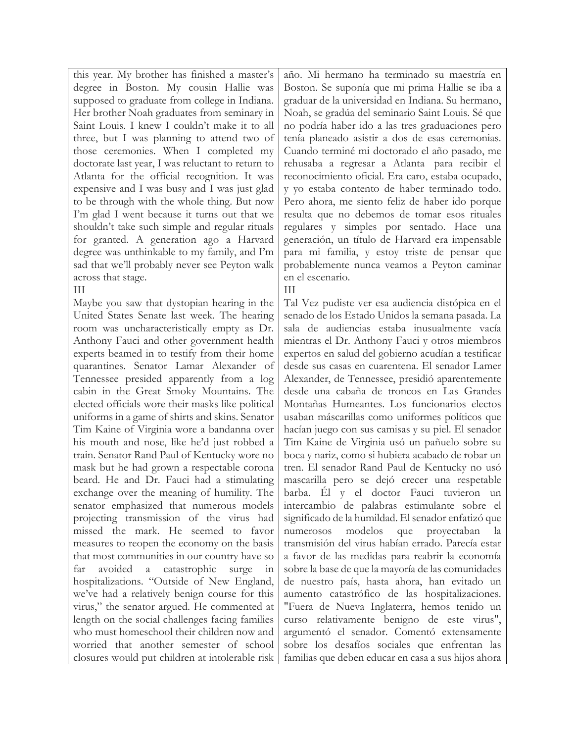| | |
|---|---|
| this year. My brother has finished a master's degree in Boston. My cousin Hallie was supposed to graduate from college in Indiana. Her brother Noah graduates from seminary in Saint Louis. I knew I couldn't make it to all three, but I was planning to attend two of those ceremonies. When I completed my doctorate last year, I was reluctant to return to Atlanta for the official recognition. It was expensive and I was busy and I was just glad to be through with the whole thing. But now I'm glad I went because it turns out that we shouldn't take such simple and regular rituals for granted. A generation ago a Harvard degree was unthinkable to my family, and I'm sad that we'll probably never see Peyton walk across that stage. | año. Mi hermano ha terminado su maestría en Boston. Se suponía que mi prima Hallie se iba a graduar de la universidad en Indiana. Su hermano, Noah, se gradúa del seminario Saint Louis. Sé que no podría haber ido a las tres graduaciones pero tenía planeado asistir a dos de esas ceremonias. Cuando terminé mi doctorado el año pasado, me rehusaba a regresar a Atlanta para recibir el reconocimiento oficial. Era caro, estaba ocupado, y yo estaba contento de haber terminado todo. Pero ahora, me siento feliz de haber ido porque resulta que no debemos de tomar esos rituales regulares y simples por sentado. Hace una generación, un título de Harvard era impensable para mi familia, y estoy triste de pensar que probablemente nunca veamos a Peyton caminar en el escenario. |
| III | III |
| Maybe you saw that dystopian hearing in the United States Senate last week. The hearing room was uncharacteristically empty as Dr. Anthony Fauci and other government health experts beamed in to testify from their home quarantines. Senator Lamar Alexander of Tennessee presided apparently from a log cabin in the Great Smoky Mountains. The elected officials wore their masks like political uniforms in a game of shirts and skins. Senator Tim Kaine of Virginia wore a bandanna over his mouth and nose, like he'd just robbed a train. Senator Rand Paul of Kentucky wore no mask but he had grown a respectable corona beard. He and Dr. Fauci had a stimulating exchange over the meaning of humility. The senator emphasized that numerous models projecting transmission of the virus had missed the mark. He seemed to favor measures to reopen the economy on the basis that most communities in our country have so far avoided a catastrophic surge in hospitalizations. "Outside of New England, we've had a relatively benign course for this virus," the senator argued. He commented at length on the social challenges facing families who must homeschool their children now and worried that another semester of school closures would put children at intolerable risk | Tal Vez pudiste ver esa audiencia distópica en el senado de los Estado Unidos la semana pasada. La sala de audiencias estaba inusualmente vacía mientras el Dr. Anthony Fauci y otros miembros expertos en salud del gobierno acudían a testificar desde sus casas en cuarentena. El senador Lamer Alexander, de Tennessee, presidió aparentemente desde una cabaña de troncos en Las Grandes Montañas Humeantes. Los funcionarios electos usaban máscarillas como uniformes políticos que hacían juego con sus camisas y su piel. El senador Tim Kaine de Virginia usó un pañuelo sobre su boca y nariz, como si hubiera acabado de robar un tren. El senador Rand Paul de Kentucky no usó mascarilla pero se dejó crecer una respetable barba. Él y el doctor Fauci tuvieron un intercambio de palabras estimulante sobre el significado de la humildad. El senador enfatizó que numerosos modelos que proyectaban la transmisión del virus habían errado. Parecía estar a favor de las medidas para reabrir la economía sobre la base de que la mayoría de las comunidades de nuestro país, hasta ahora, han evitado un aumento catastrófico de las hospitalizaciones. "Fuera de Nueva Inglaterra, hemos tenido un curso relativamente benigno de este virus", argumentó el senador. Comentó extensamente sobre los desafíos sociales que enfrentan las familias que deben educar en casa a sus hijos ahora |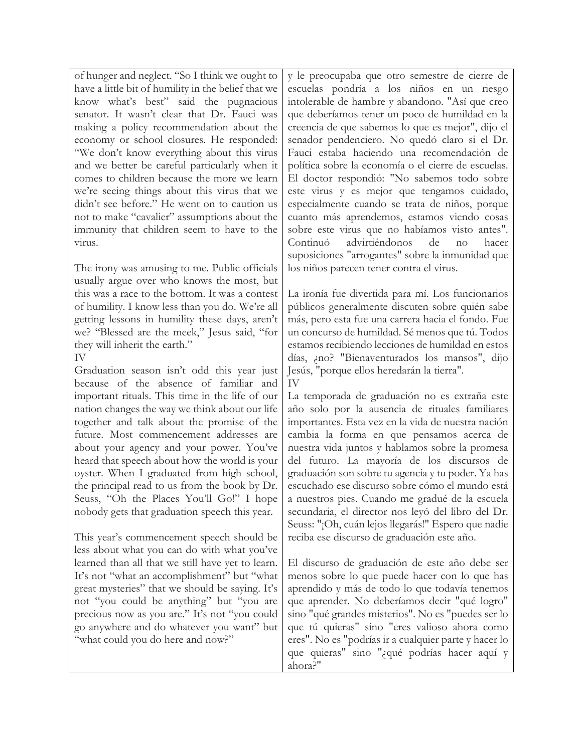| | |
|---|---|
| of hunger and neglect. "So I think we ought to have a little bit of humility in the belief that we know what's best" said the pugnacious senator. It wasn't clear that Dr. Fauci was making a policy recommendation about the economy or school closures. He responded: "We don't know everything about this virus and we better be careful particularly when it comes to children because the more we learn we're seeing things about this virus that we didn't see before." He went on to caution us not to make "cavalier" assumptions about the immunity that children seem to have to the virus.<br><br>The irony was amusing to me. Public officials usually argue over who knows the most, but this was a race to the bottom. It was a contest of humility. I know less than you do. We're all getting lessons in humility these days, aren't we? "Blessed are the meek," Jesus said, "for they will inherit the earth."<br>IV<br>Graduation season isn't odd this year just because of the absence of familiar and important rituals. This time in the life of our nation changes the way we think about our life together and talk about the promise of the future. Most commencement addresses are about your agency and your power. You've heard that speech about how the world is your oyster. When I graduated from high school, the principal read to us from the book by Dr. Seuss, "Oh the Places You'll Go!" I hope nobody gets that graduation speech this year.<br><br>This year's commencement speech should be less about what you can do with what you've learned than all that we still have yet to learn. It's not "what an accomplishment" but "what great mysteries" that we should be saying. It's not "you could be anything" but "you are precious now as you are." It's not "you could go anywhere and do whatever you want" but "what could you do here and now?" | y le preocupaba que otro semestre de cierre de escuelas pondría a los niños en un riesgo intolerable de hambre y abandono. "Así que creo que deberíamos tener un poco de humildad en la creencia de que sabemos lo que es mejor", dijo el senador pendenciero. No quedó claro si el Dr. Fauci estaba haciendo una recomendación de política sobre la economía o el cierre de escuelas. El doctor respondió: "No sabemos todo sobre este virus y es mejor que tengamos cuidado, especialmente cuando se trata de niños, porque cuanto más aprendemos, estamos viendo cosas sobre este virus que no habíamos visto antes". Continuó advirtiéndonos de no hacer suposiciones "arrogantes" sobre la inmunidad que los niños parecen tener contra el virus.<br><br>La ironía fue divertida para mí. Los funcionarios públicos generalmente discuten sobre quién sabe más, pero esta fue una carrera hacia el fondo. Fue un concurso de humildad. Sé menos que tú. Todos estamos recibiendo lecciones de humildad en estos días, ¿no? "Bienaventurados los mansos", dijo Jesús, "porque ellos heredarán la tierra".<br>IV<br>La temporada de graduación no es extraña este año solo por la ausencia de rituales familiares importantes. Esta vez en la vida de nuestra nación cambia la forma en que pensamos acerca de nuestra vida juntos y hablamos sobre la promesa del futuro. La mayoría de los discursos de graduación son sobre tu agencia y tu poder. Ya has escuchado ese discurso sobre cómo el mundo está a nuestros pies. Cuando me gradué de la escuela secundaria, el director nos leyó del libro del Dr. Seuss: "¡Oh, cuán lejos llegarás!" Espero que nadie reciba ese discurso de graduación este año.<br><br>El discurso de graduación de este año debe ser menos sobre lo que puede hacer con lo que has aprendido y más de todo lo que todavía tenemos que aprender. No deberíamos decir "qué logro" sino "qué grandes misterios". No es "puedes ser lo que tú quieras" sino "eres valioso ahora como eres". No es "podrías ir a cualquier parte y hacer lo que quieras" sino "¿qué podrías hacer aquí y ahora?" |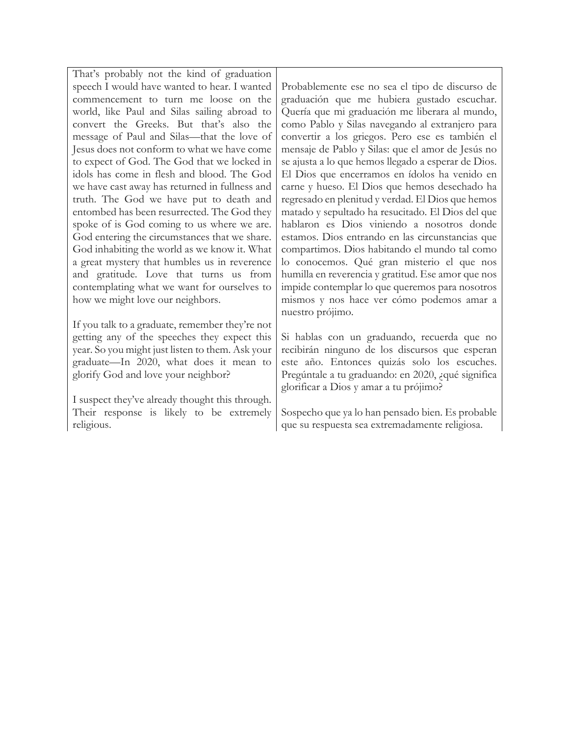| | |
|---|---|
| That's probably not the kind of graduation speech I would have wanted to hear. I wanted commencement to turn me loose on the world, like Paul and Silas sailing abroad to convert the Greeks. But that's also the message of Paul and Silas—that the love of Jesus does not conform to what we have come to expect of God. The God that we locked in idols has come in flesh and blood. The God we have cast away has returned in fullness and truth. The God we have put to death and entombed has been resurrected. The God they spoke of is God coming to us where we are. God entering the circumstances that we share. God inhabiting the world as we know it. What a great mystery that humbles us in reverence and gratitude. Love that turns us from contemplating what we want for ourselves to how we might love our neighbors. | Probablemente ese no sea el tipo de discurso de graduación que me hubiera gustado escuchar. Quería que mi graduación me liberara al mundo, como Pablo y Silas navegando al extranjero para convertir a los griegos. Pero ese es también el mensaje de Pablo y Silas: que el amor de Jesús no se ajusta a lo que hemos llegado a esperar de Dios. El Dios que encerramos en ídolos ha venido en carne y hueso. El Dios que hemos desechado ha regresado en plenitud y verdad. El Dios que hemos matado y sepultado ha resucitado. El Dios del que hablaron es Dios viniendo a nosotros donde estamos. Dios entrando en las circunstancias que compartimos. Dios habitando el mundo tal como lo conocemos. Qué gran misterio el que nos humilla en reverencia y gratitud. Ese amor que nos impide contemplar lo que queremos para nosotros mismos y nos hace ver cómo podemos amar a nuestro prójimo. |
| If you talk to a graduate, remember they're not getting any of the speeches they expect this year. So you might just listen to them. Ask your graduate—In 2020, what does it mean to glorify God and love your neighbor? | Si hablas con un graduando, recuerda que no recibirán ninguno de los discursos que esperan este año. Entonces quizás solo los escuches. Pregúntale a tu graduando: en 2020, ¿qué significa glorificar a Dios y amar a tu prójimo? |
| I suspect they've already thought this through. Their response is likely to be extremely religious. | Sospecho que ya lo han pensado bien. Es probable que su respuesta sea extremadamente religiosa. |